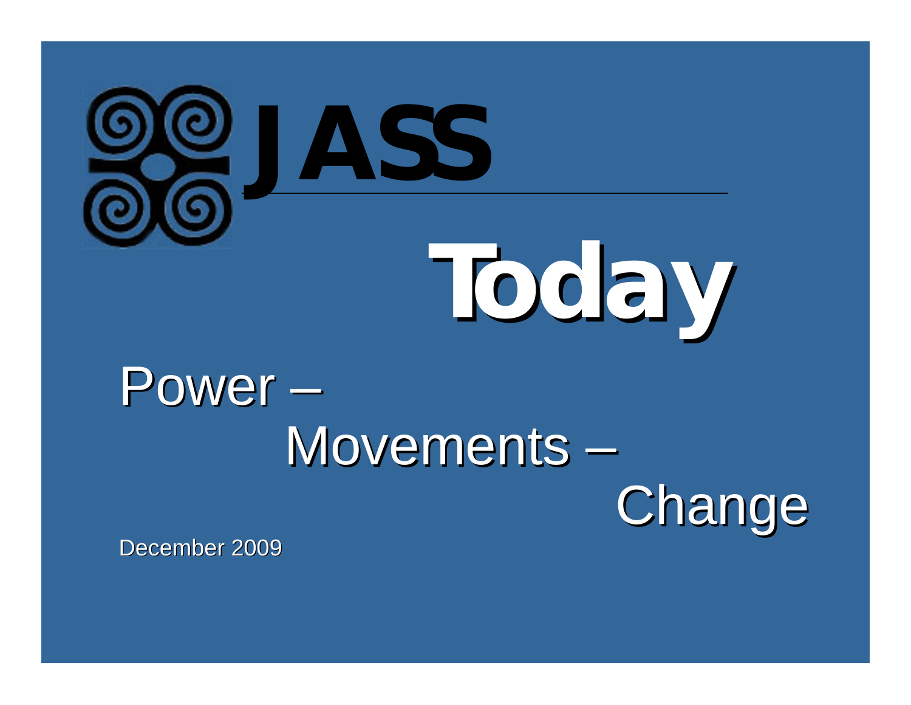# JASS

# Today

## Power –
## Movements –
## Change

December 2009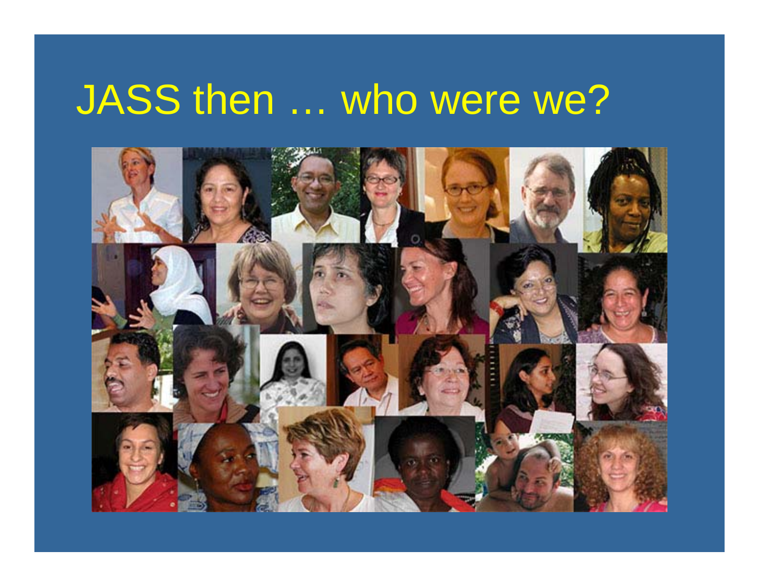# JASS then … who were we?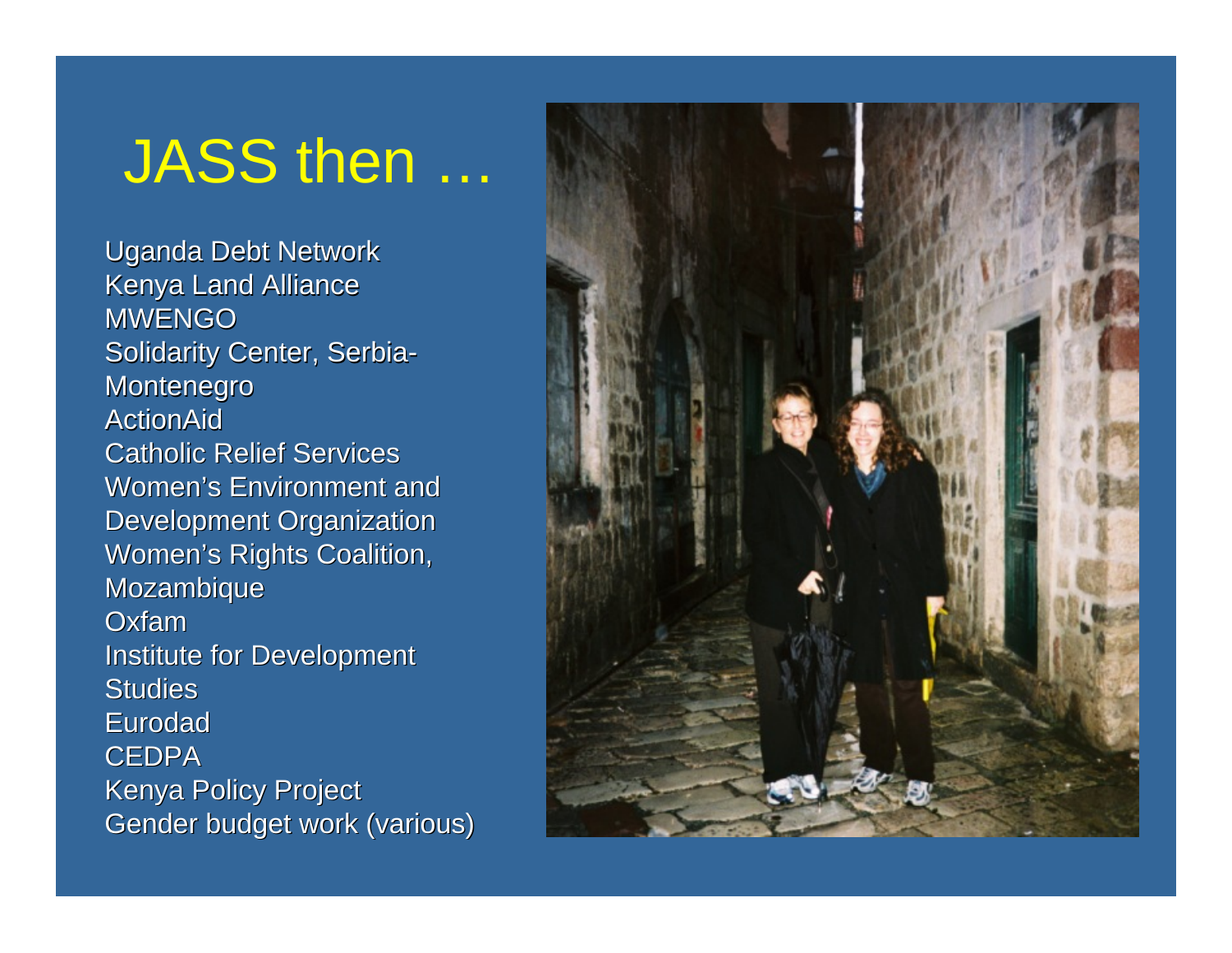# JASS then …

Uganda Debt Network
Kenya Land Alliance
MWENGO
Solidarity Center, Serbia-Montenegro
ActionAid
Catholic Relief Services
Women's Environment and Development Organization
Women's Rights Coalition, Mozambique
Oxfam
Institute for Development Studies
Eurodad
CEDPA
Kenya Policy Project
Gender budget work (various)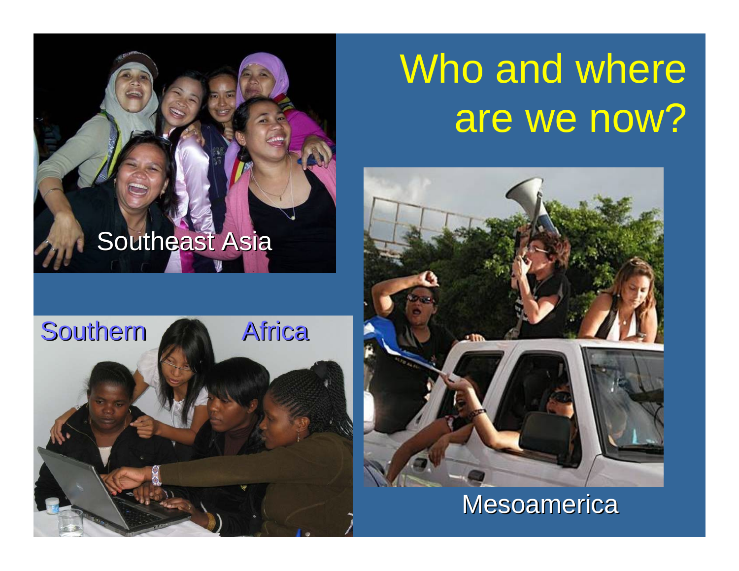# Who and where are we now?

Southeast Asia

Southern Africa

Mesoamerica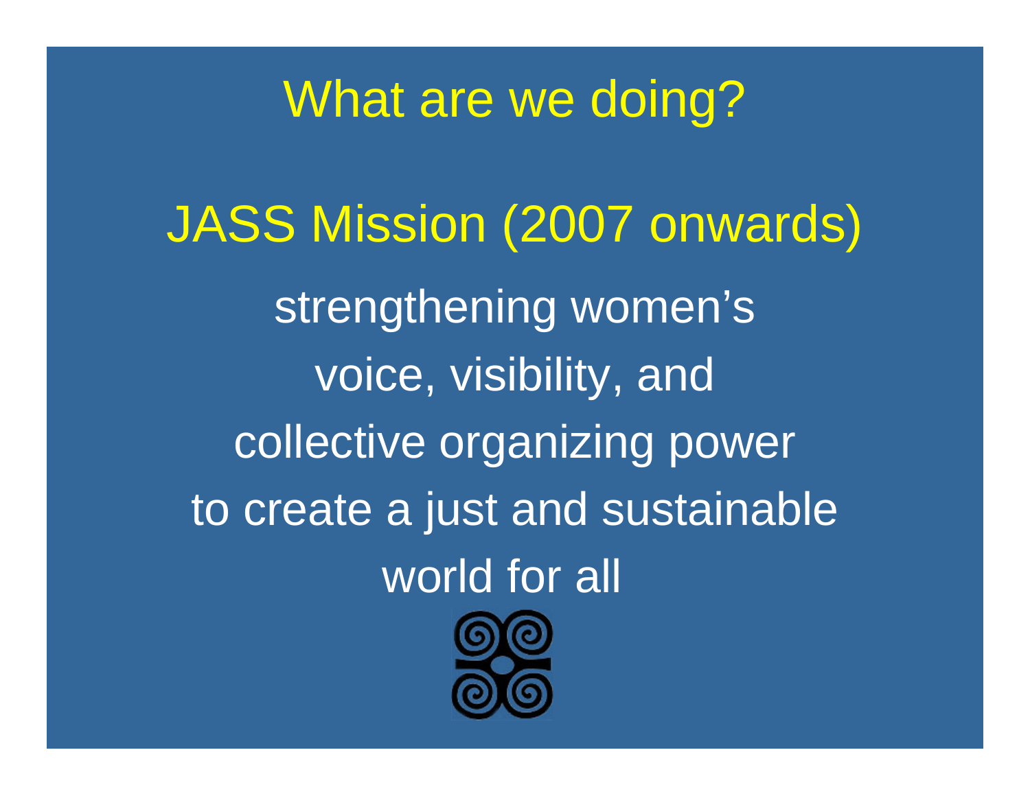# What are we doing?

## JASS Mission (2007 onwards)

strengthening women's voice, visibility, and collective organizing power to create a just and sustainable world for all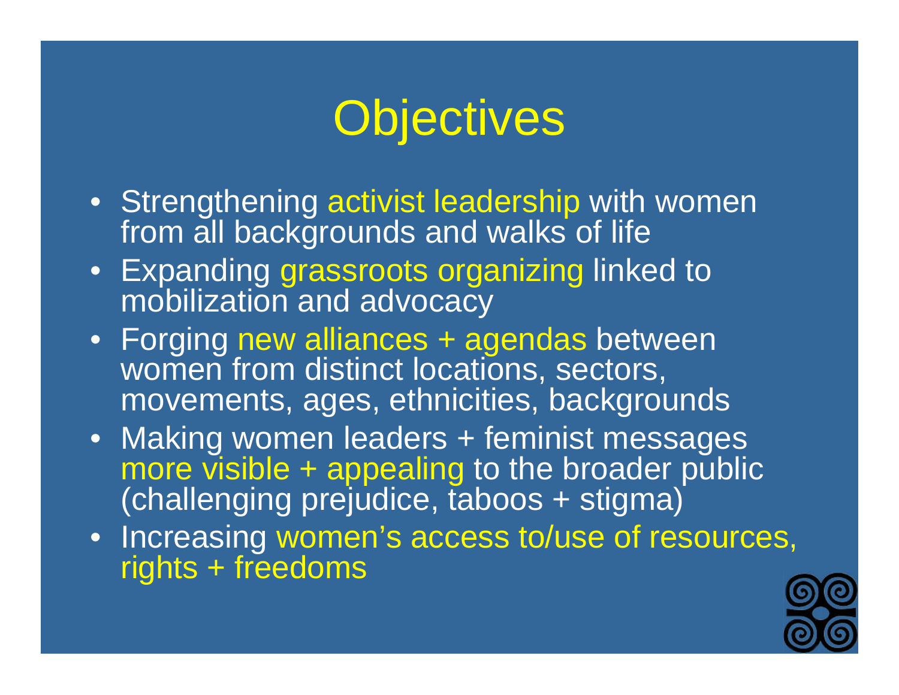# Objectives

- Strengthening activist leadership with women from all backgrounds and walks of life
- Expanding grassroots organizing linked to mobilization and advocacy
- Forging new alliances + agendas between women from distinct locations, sectors, movements, ages, ethnicities, backgrounds
- Making women leaders + feminist messages more visible + appealing to the broader public (challenging prejudice, taboos + stigma)
- Increasing women's access to/use of resources, rights + freedoms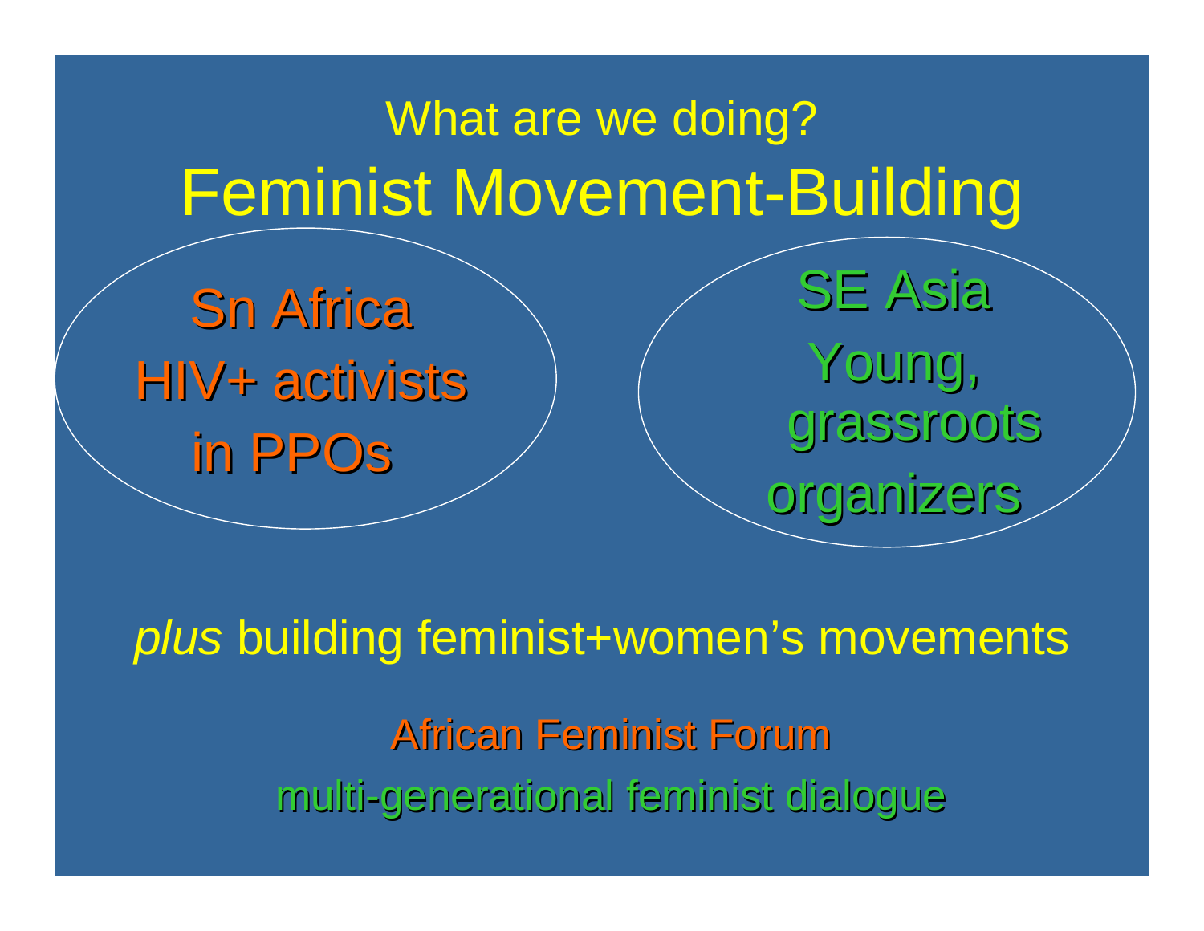What are we doing?

# Feminist Movement-Building

Sn Africa
HIV+ activists
in PPOs

SE Asia
Young,
grassroots
organizers

*plus* building feminist+women's movements

African Feminist Forum

multi-generational feminist dialogue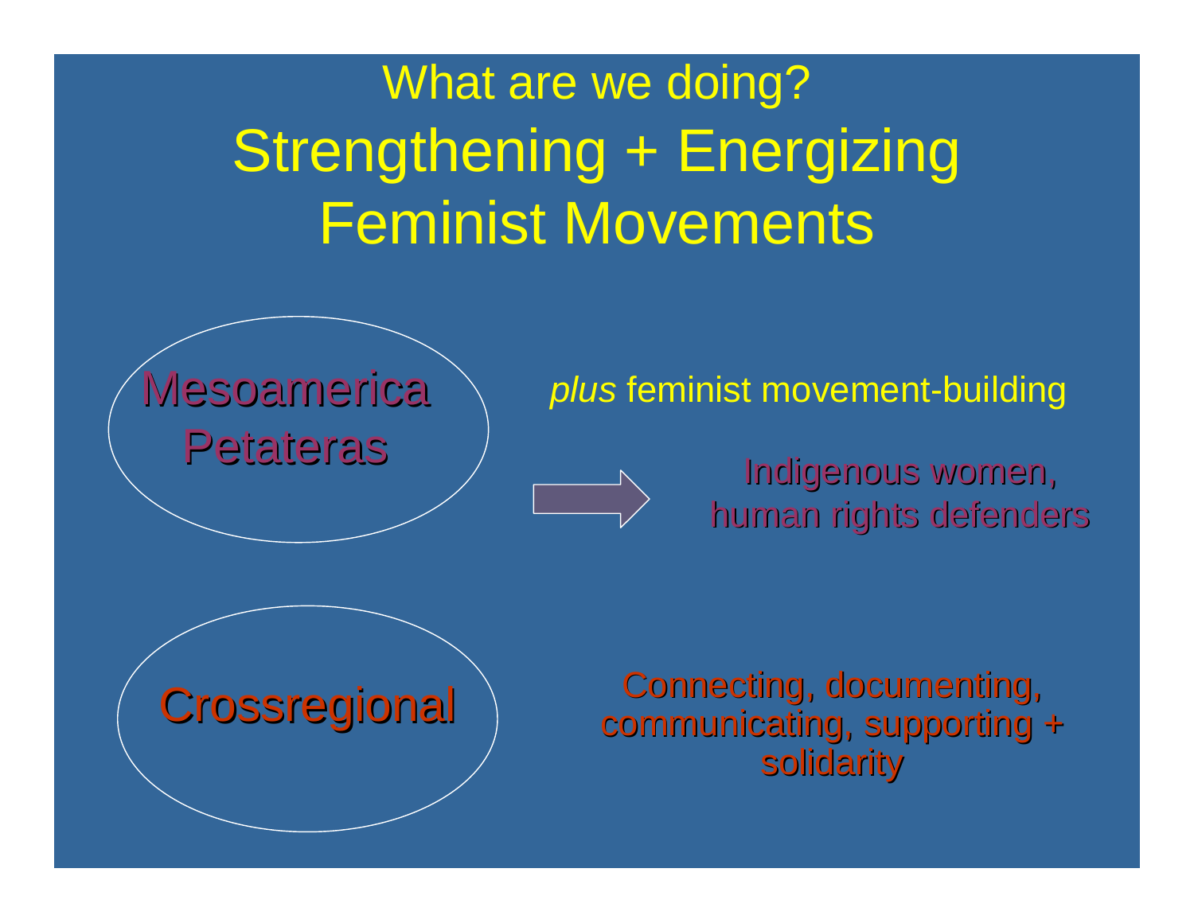# What are we doing?
# Strengthening + Energizing Feminist Movements

Mesoamerica
Petateras

*plus* feminist movement-building

Indigenous women, human rights defenders

Crossregional

Connecting, documenting, communicating, supporting + solidarity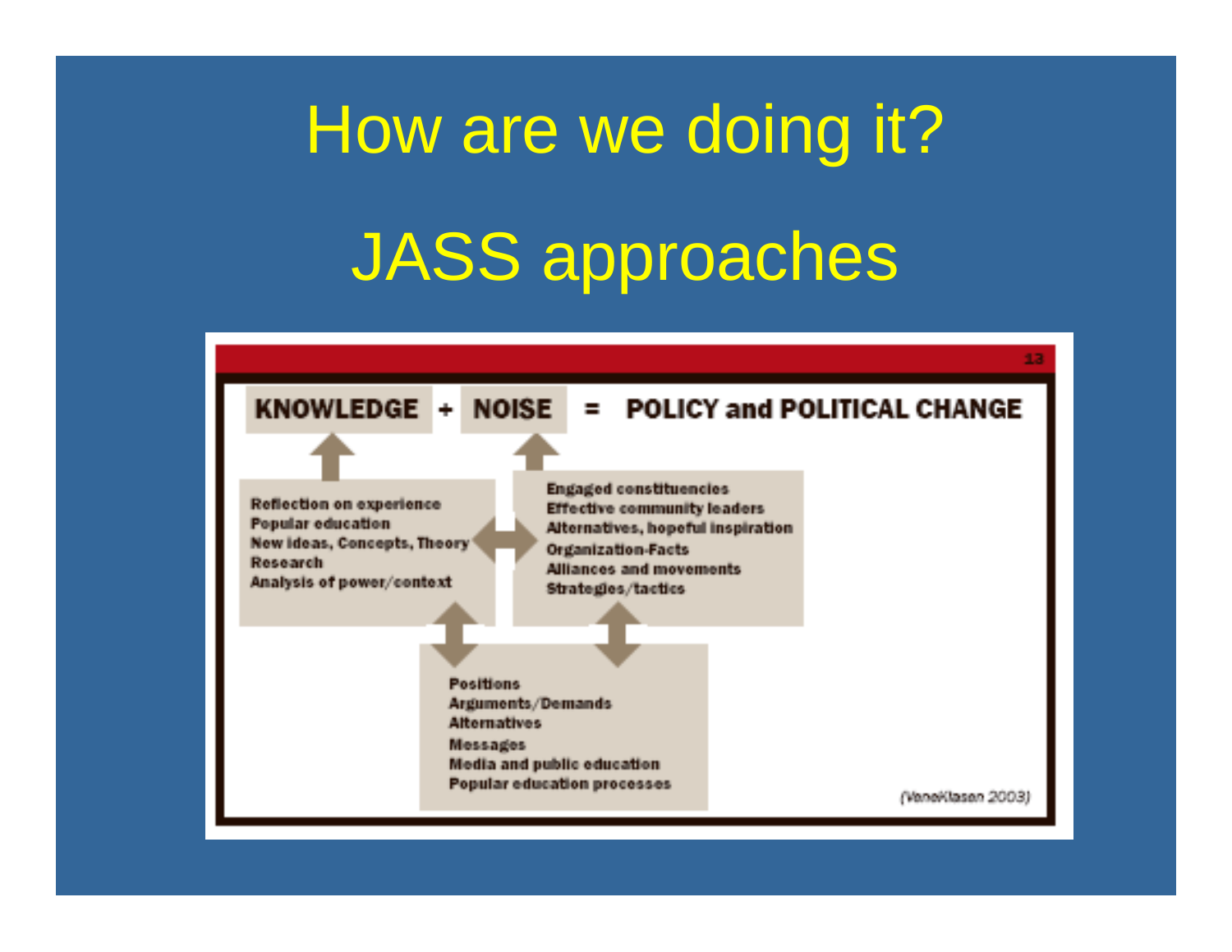# How are we doing it?

# JASS approaches

**KNOWLEDGE + NOISE = POLICY and POLITICAL CHANGE**

Reflection on experience
Popular education
New ideas, Concepts, Theory
Research
Analysis of power/context

Engaged constituencies
Effective community leaders
Alternatives, hopeful inspiration
Organization-Facts
Alliances and movements
Strategies/tactics

Positions
Arguments/Demands
Alternatives
Messages
Media and public education
Popular education processes

(VeneKlasen 2003)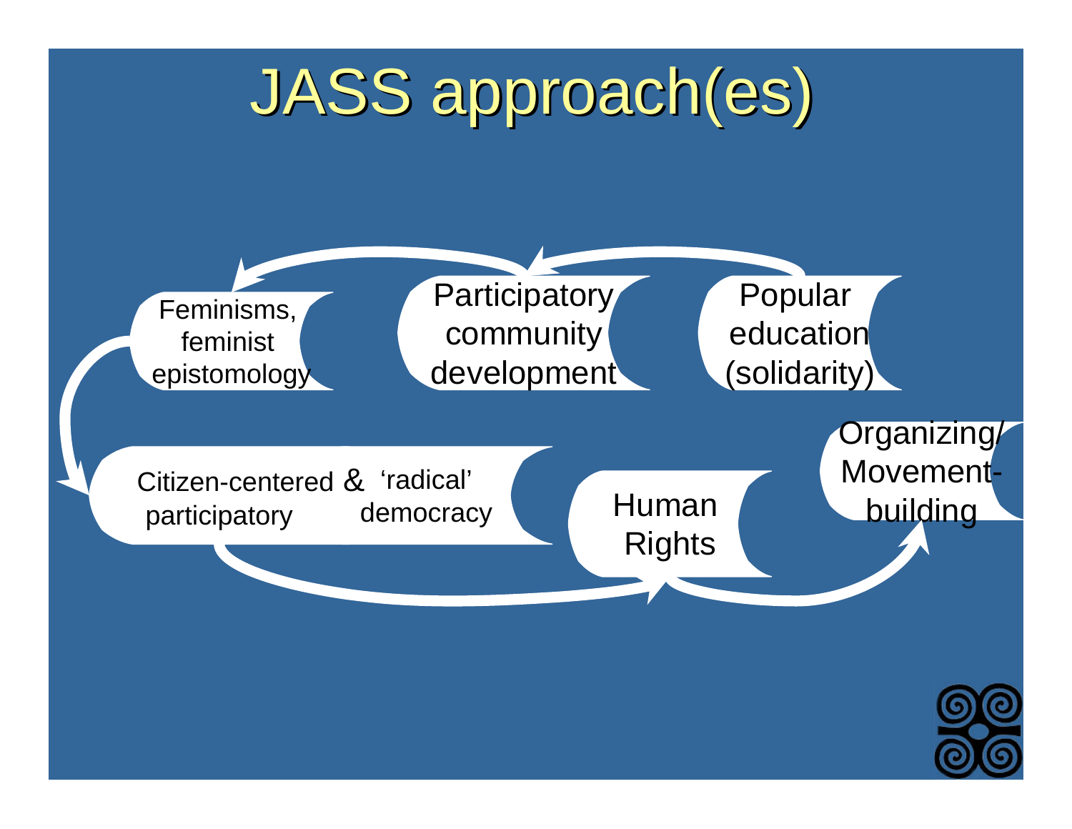# JASS approach(es)

- Feminisms, feminist epistomology
- Participatory community development
- Popular education (solidarity)
- Citizen-centered participatory & 'radical' democracy
- Human Rights
- Organizing/ Movement-building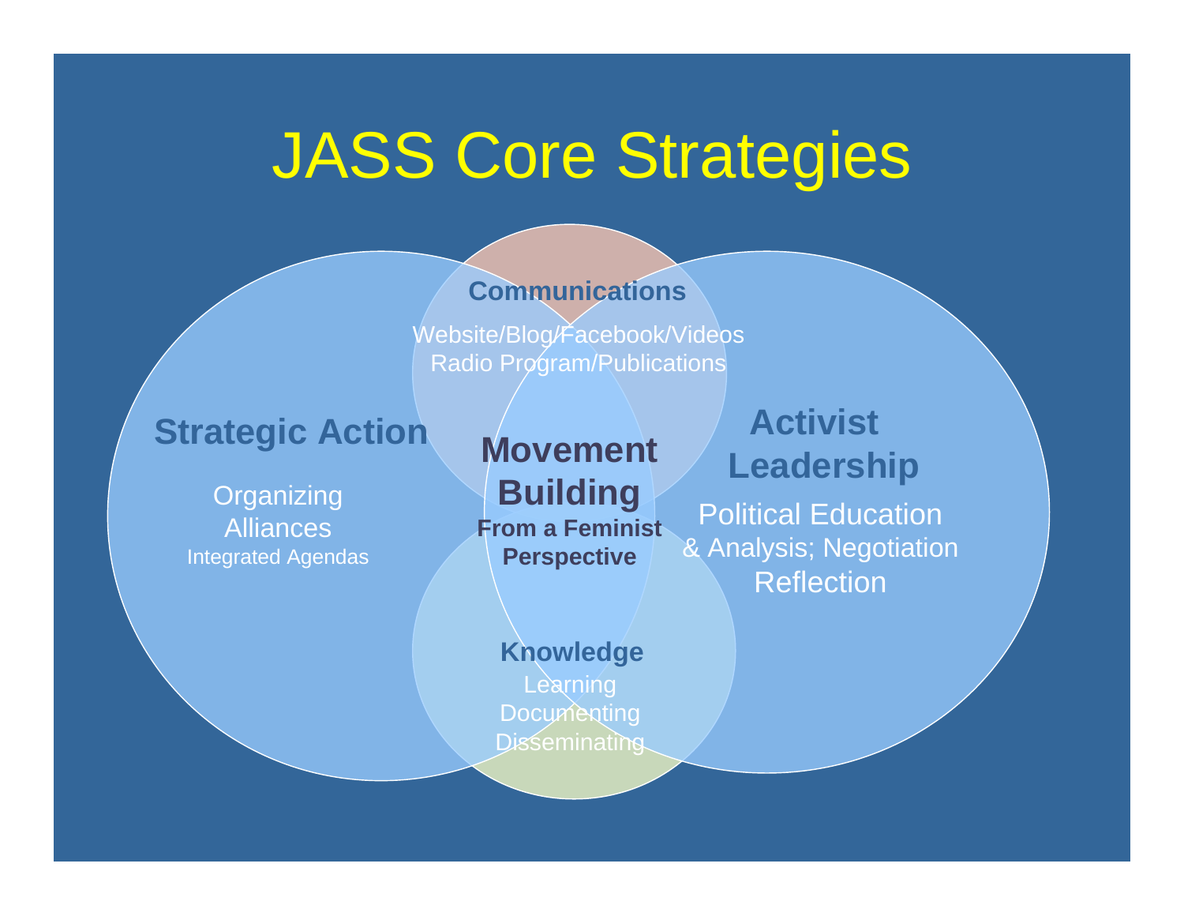# JASS Core Strategies

**Communications**

Website/Blog/Facebook/Videos
Radio Program/Publications

**Strategic Action**

Organizing
Alliances
Integrated Agendas

**Movement Building**
**From a Feminist Perspective**

**Activist Leadership**

Political Education
& Analysis; Negotiation
Reflection

**Knowledge**

Learning
Documenting
Disseminating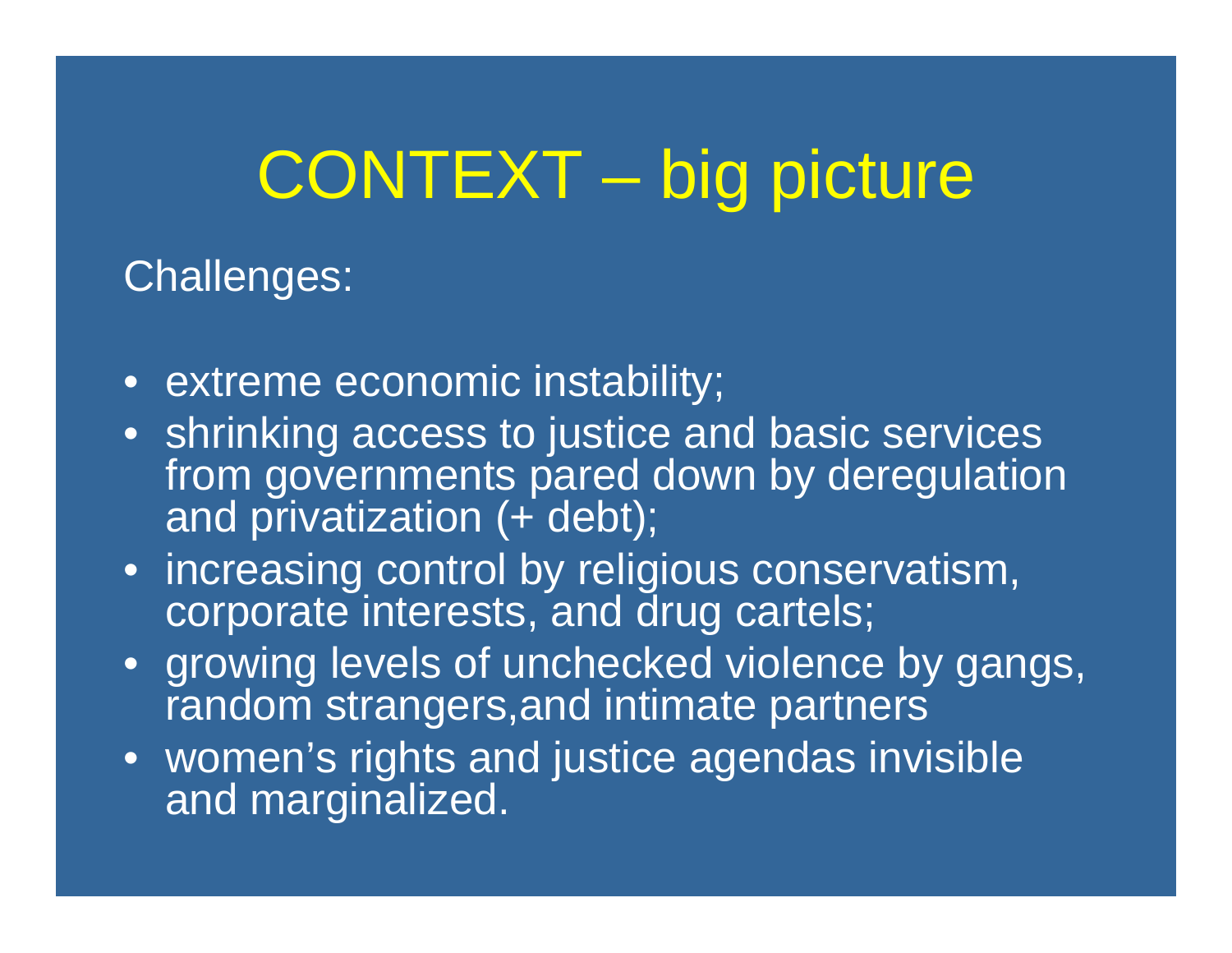# CONTEXT – big picture

Challenges:

- extreme economic instability;
- shrinking access to justice and basic services from governments pared down by deregulation and privatization (+ debt);
- increasing control by religious conservatism, corporate interests, and drug cartels;
- growing levels of unchecked violence by gangs, random strangers,and intimate partners
- women's rights and justice agendas invisible and marginalized.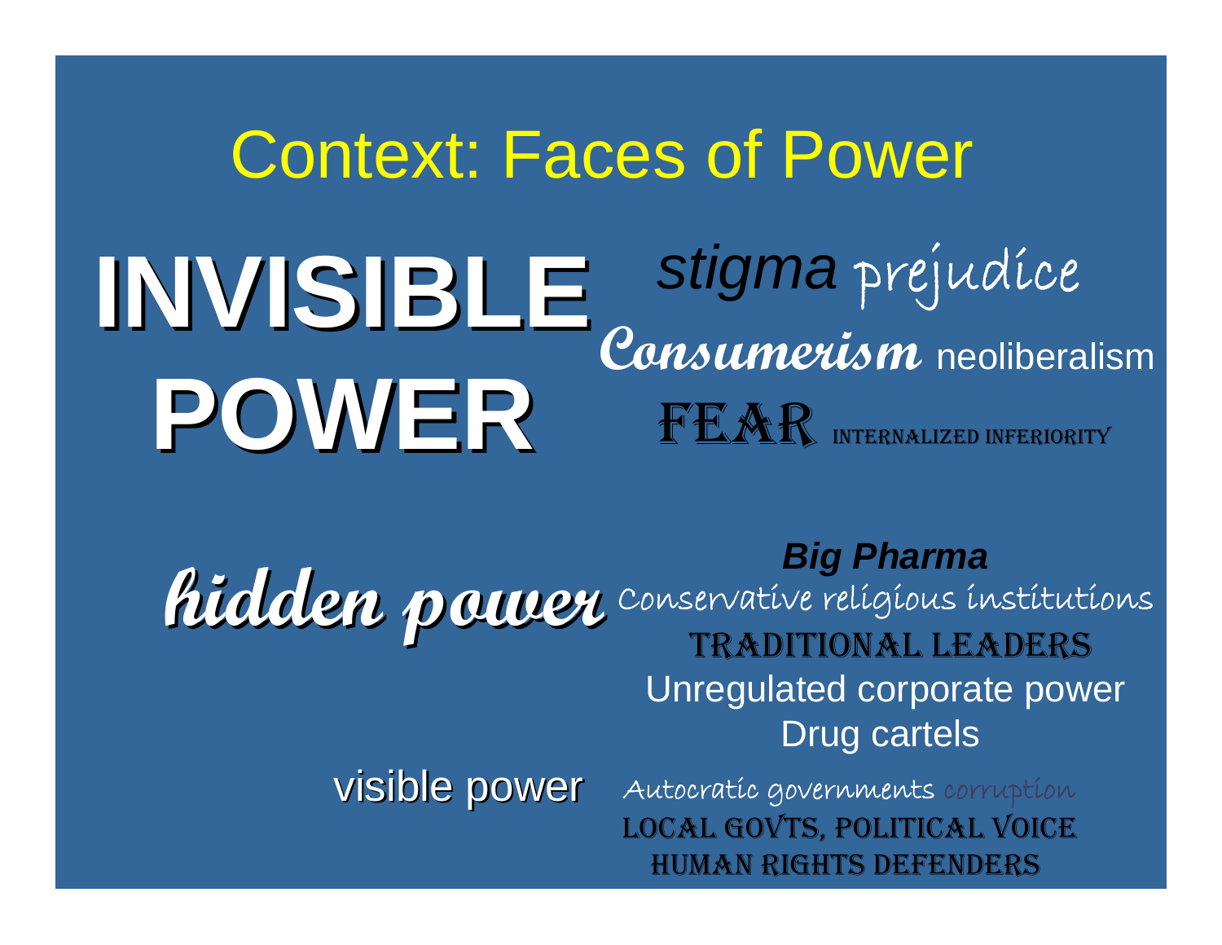# Context: Faces of Power

**INVISIBLE POWER**

*stigma* prejudice

**Consumerism** neoliberalism

FEAR INTERNALIZED INFERIORITY

**hidden power**

***Big Pharma***

Conservative religious institutions

TRADITIONAL LEADERS

Unregulated corporate power

Drug cartels

visible power

Autocratic governments corruption

LOCAL GOVTS, POLITICAL VOICE

HUMAN RIGHTS DEFENDERS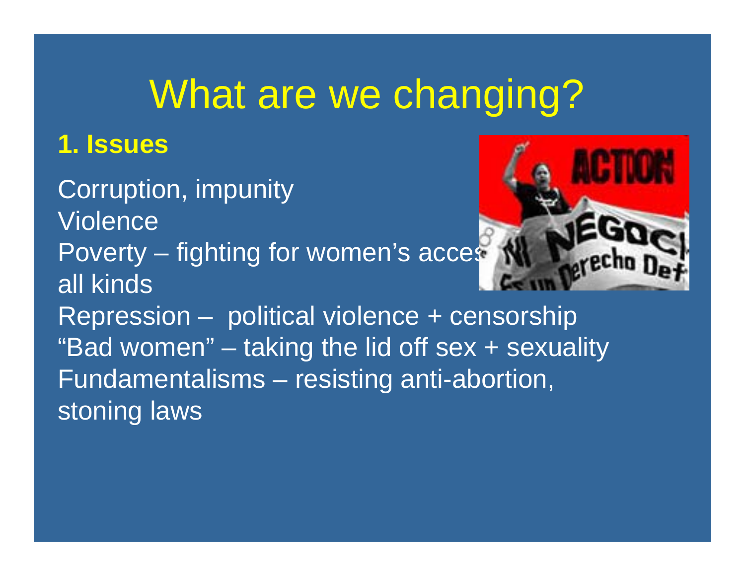# What are we changing?

**1. Issues**

Corruption, impunity
Violence
Poverty – fighting for women's access to resources of all kinds
Repression – political violence + censorship
"Bad women" – taking the lid off sex + sexuality
Fundamentalisms – resisting anti-abortion, stoning laws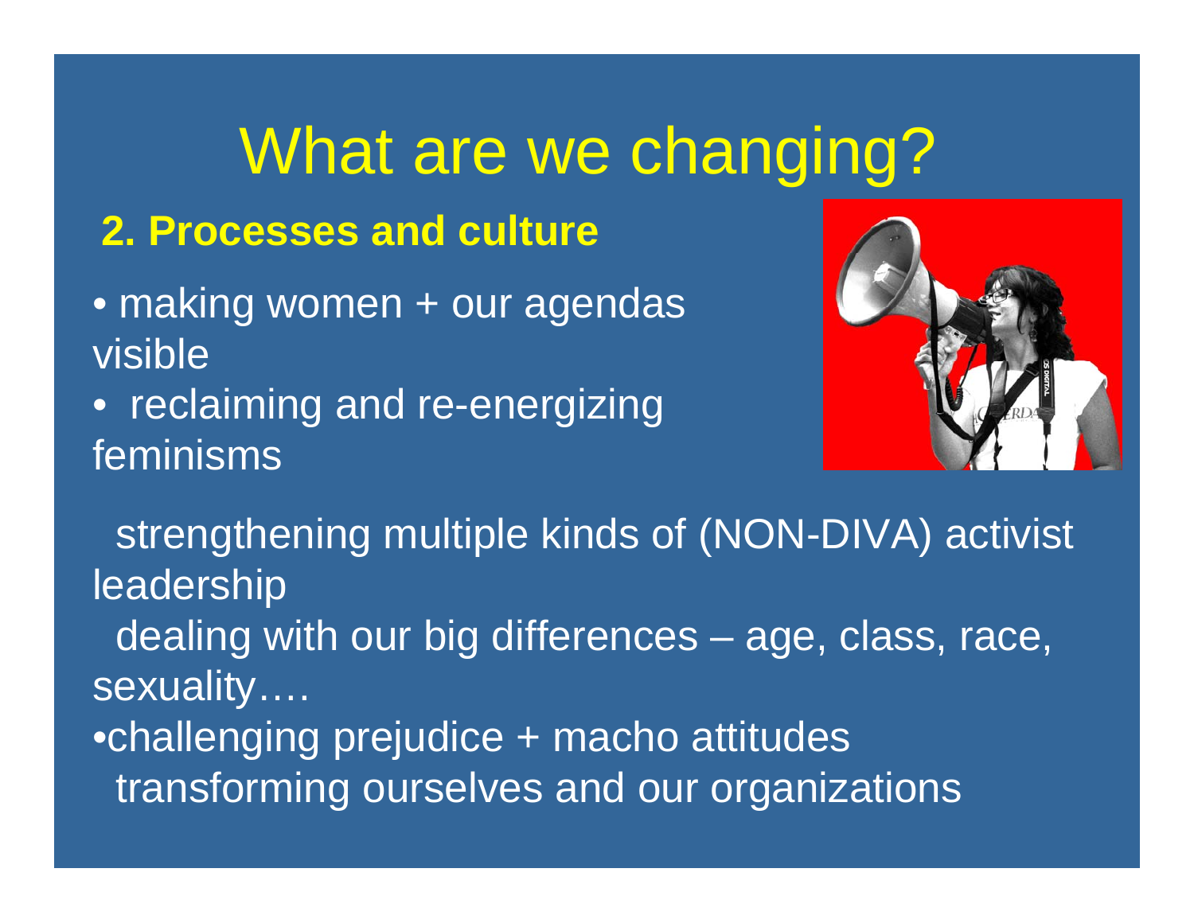# What are we changing?

## 2. Processes and culture

- making women + our agendas visible
- reclaiming and re-energizing feminisms

strengthening multiple kinds of (NON-DIVA) activist leadership

dealing with our big differences – age, class, race, sexuality….

•challenging prejudice + macho attitudes

transforming ourselves and our organizations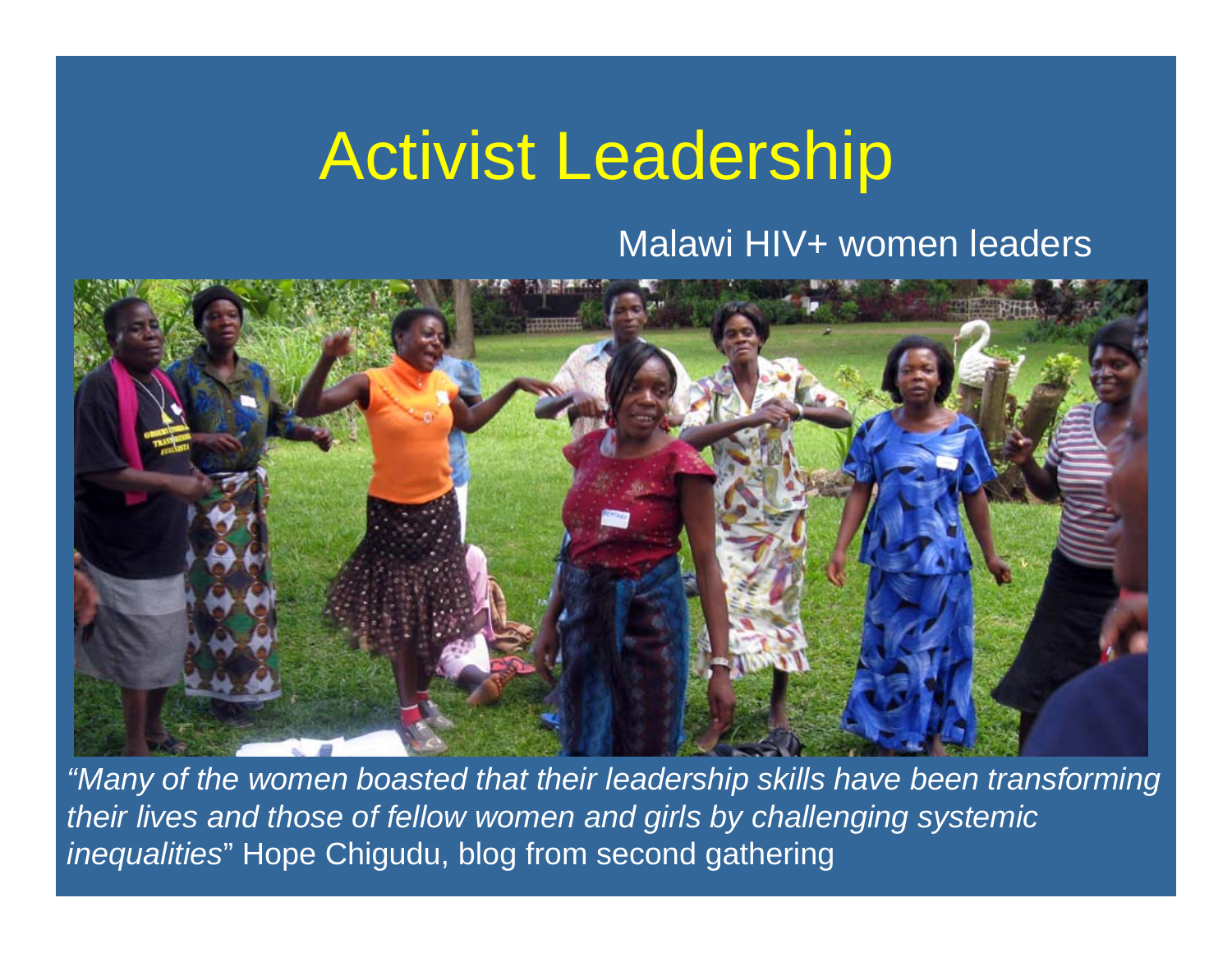# Activist Leadership

Malawi HIV+ women leaders

*"Many of the women boasted that their leadership skills have been transforming their lives and those of fellow women and girls by challenging systemic inequalities*" Hope Chigudu, blog from second gathering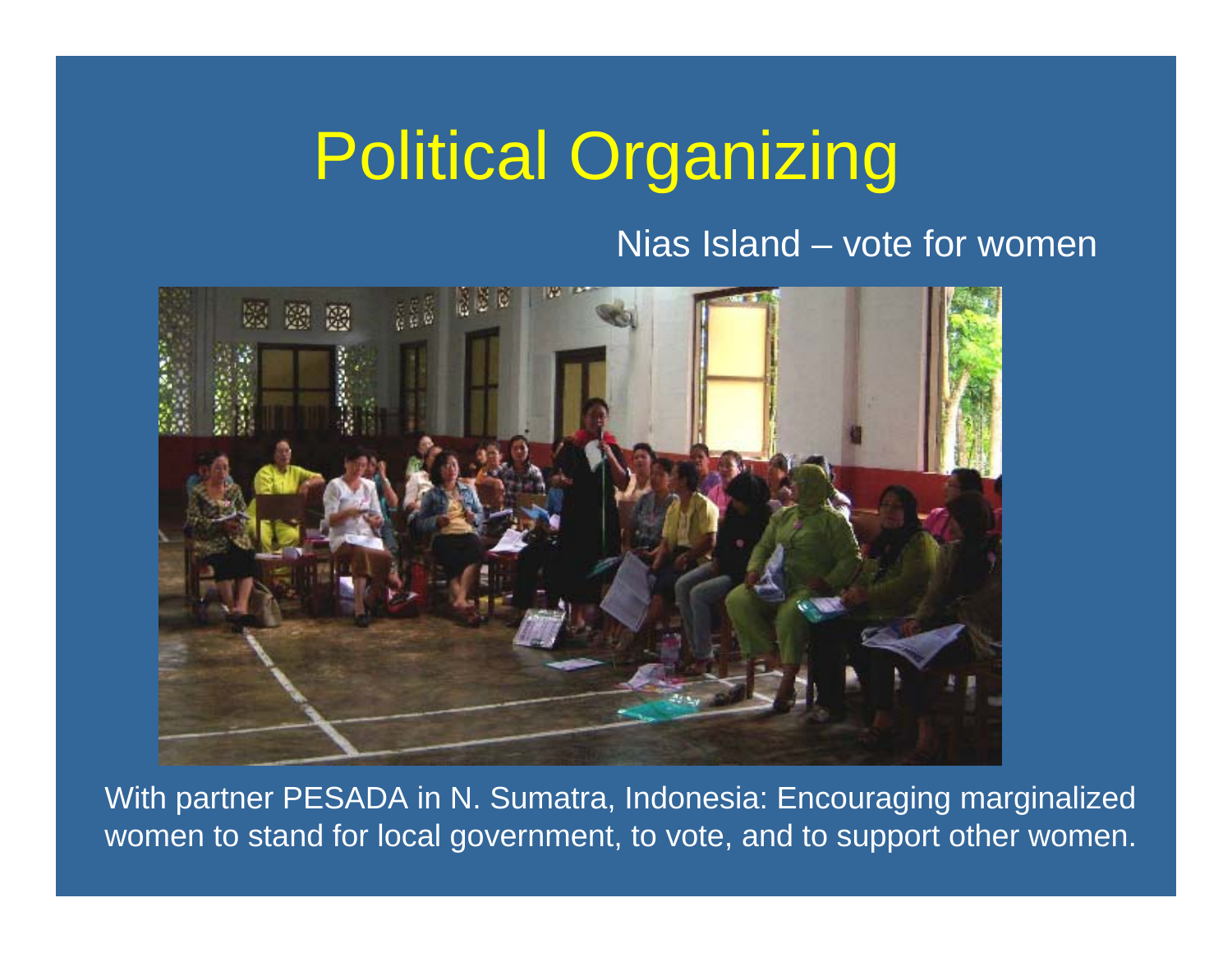# Political Organizing

Nias Island – vote for women

With partner PESADA in N. Sumatra, Indonesia: Encouraging marginalized women to stand for local government, to vote, and to support other women.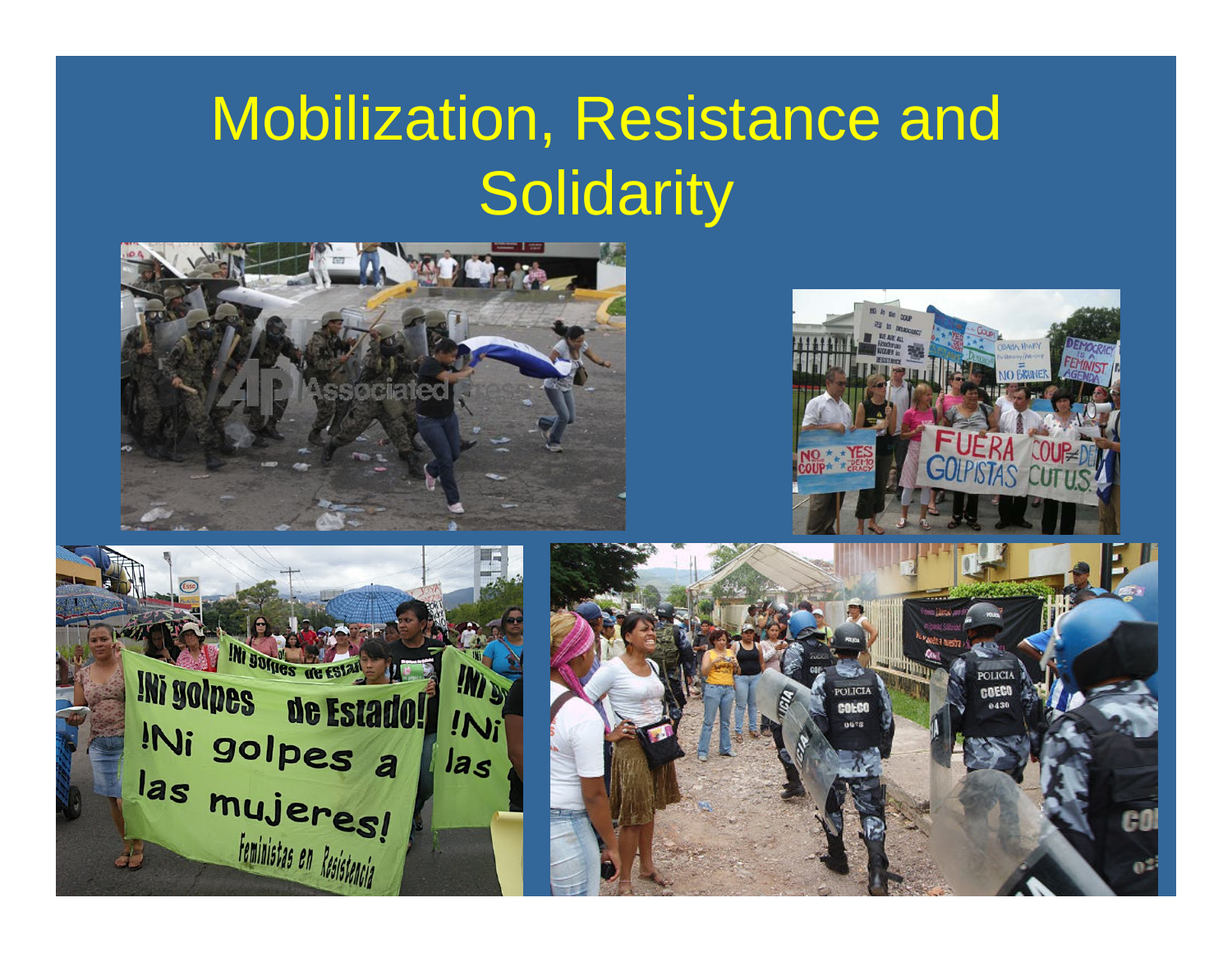# Mobilization, Resistance and Solidarity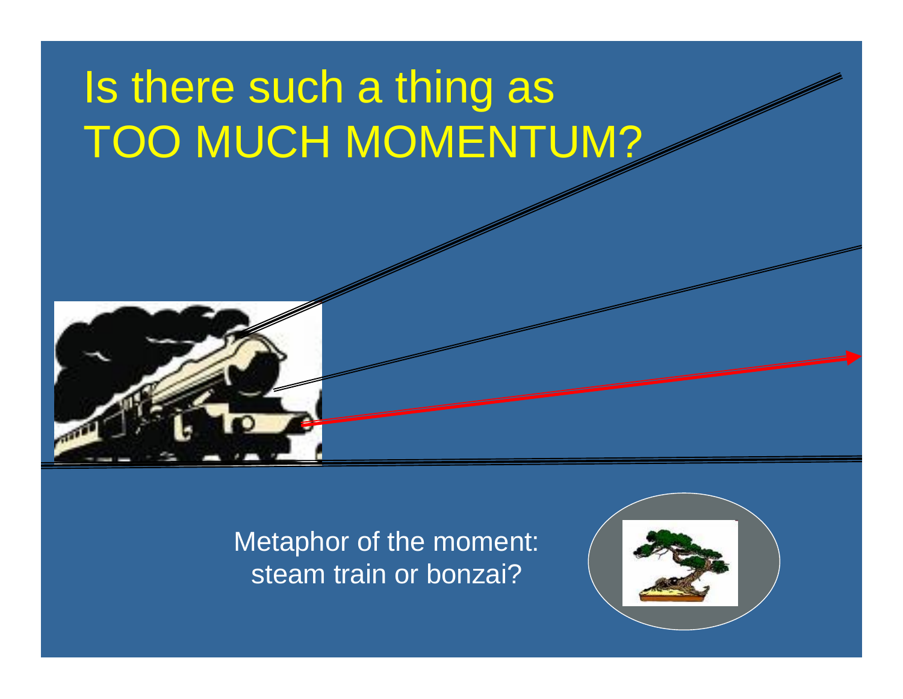# Is there such a thing as TOO MUCH MOMENTUM?

Metaphor of the moment: steam train or bonzai?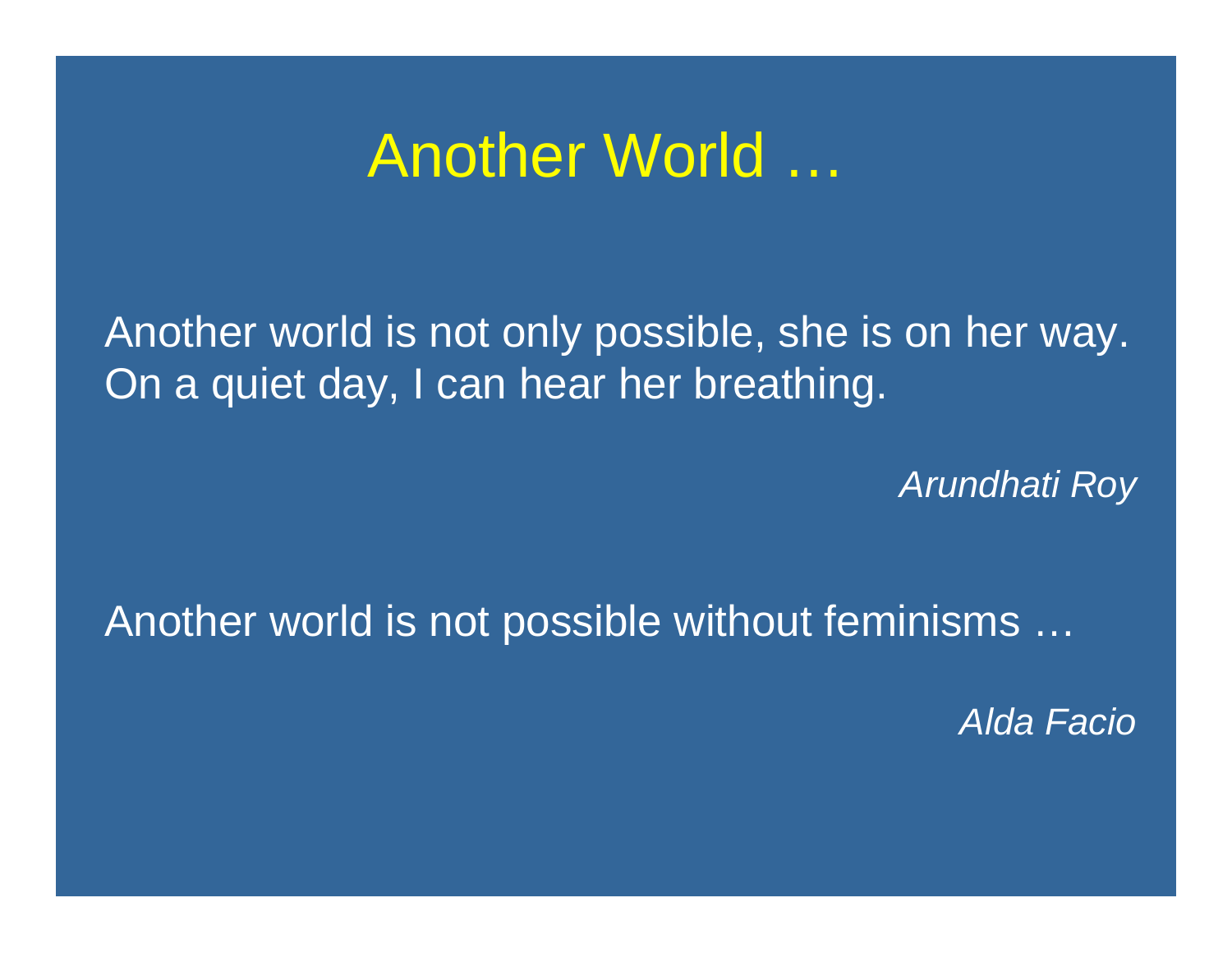# Another World …

Another world is not only possible, she is on her way. On a quiet day, I can hear her breathing.

*Arundhati Roy*

Another world is not possible without feminisms …

*Alda Facio*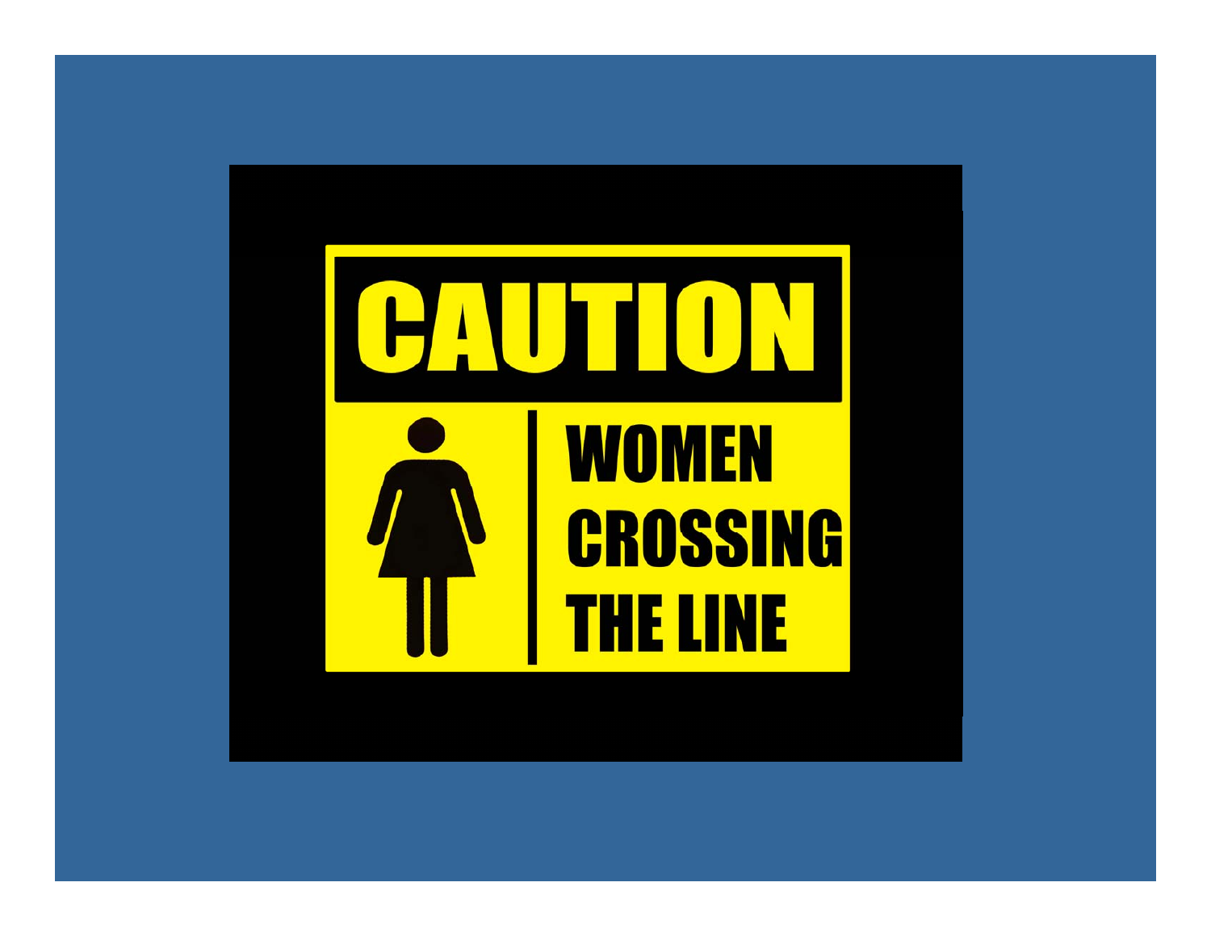CAUTION

WOMEN CROSSING THE LINE